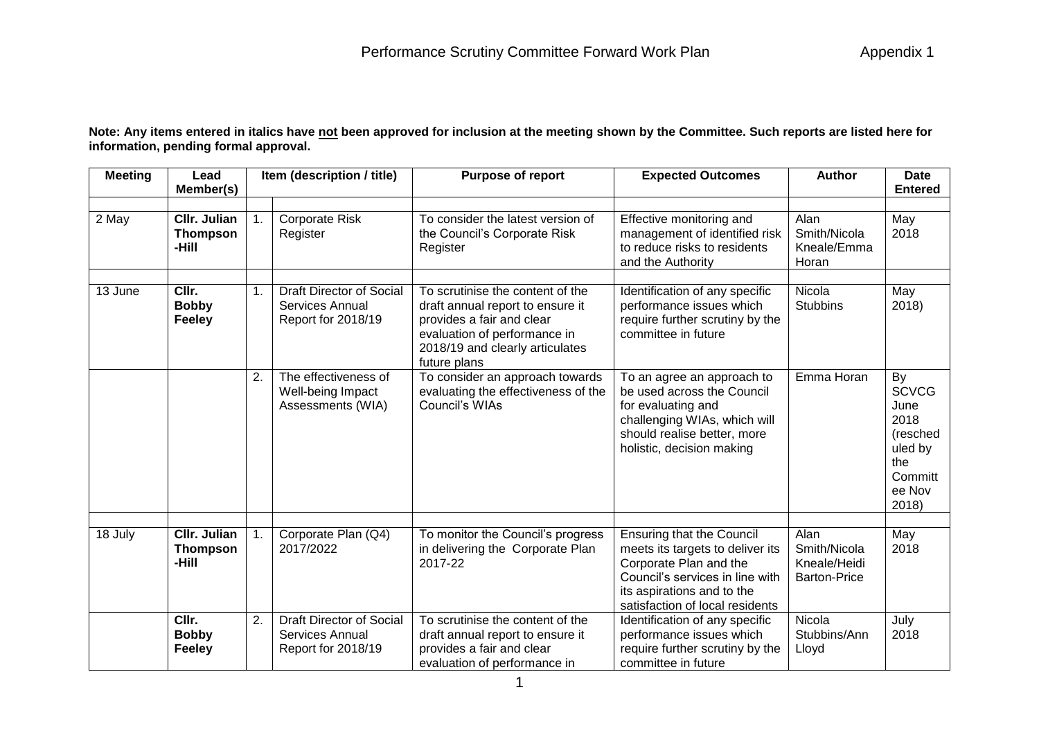# Performance Scrutiny Committee Forward Work Plan

Appendix 1

**Note: Any items entered in italics have not been approved for inclusion at the meeting shown by the Committee. Such reports are listed here for information, pending formal approval.**

| Meeting | Lead Member(s) | | Item (description / title) | Purpose of report | Expected Outcomes | Author | Date Entered |
|---|---|---|---|---|---|---|---|
| | | | | | | | |
| 2 May | **Cllr. Julian Thompson -Hill** | 1. | Corporate Risk Register | To consider the latest version of the Council's Corporate Risk Register | Effective monitoring and management of identified risk to reduce risks to residents and the Authority | Alan Smith/Nicola Kneale/Emma Horan | May 2018 |
| | | | | | | | |
| 13 June | **Cllr. Bobby Feeley** | 1. | Draft Director of Social Services Annual Report for 2018/19 | To scrutinise the content of the draft annual report to ensure it provides a fair and clear evaluation of performance in 2018/19 and clearly articulates future plans | Identification of any specific performance issues which require further scrutiny by the committee in future | Nicola Stubbins | May 2018) |
| | | 2. | The effectiveness of Well-being Impact Assessments (WIA) | To consider an approach towards evaluating the effectiveness of the Council's WIAs | To an agree an approach to be used across the Council for evaluating and challenging WIAs, which will should realise better, more holistic, decision making | Emma Horan | By SCVCG June 2018 (rescheduled by the Committee Nov 2018) |
| | | | | | | | |
| 18 July | **Cllr. Julian Thompson -Hill** | 1. | Corporate Plan (Q4) 2017/2022 | To monitor the Council's progress in delivering the Corporate Plan 2017-22 | Ensuring that the Council meets its targets to deliver its Corporate Plan and the Council's services in line with its aspirations and to the satisfaction of local residents | Alan Smith/Nicola Kneale/Heidi Barton-Price | May 2018 |
| | **Cllr. Bobby Feeley** | 2. | Draft Director of Social Services Annual Report for 2018/19 | To scrutinise the content of the draft annual report to ensure it provides a fair and clear evaluation of performance in | Identification of any specific performance issues which require further scrutiny by the committee in future | Nicola Stubbins/Ann Lloyd | July 2018 |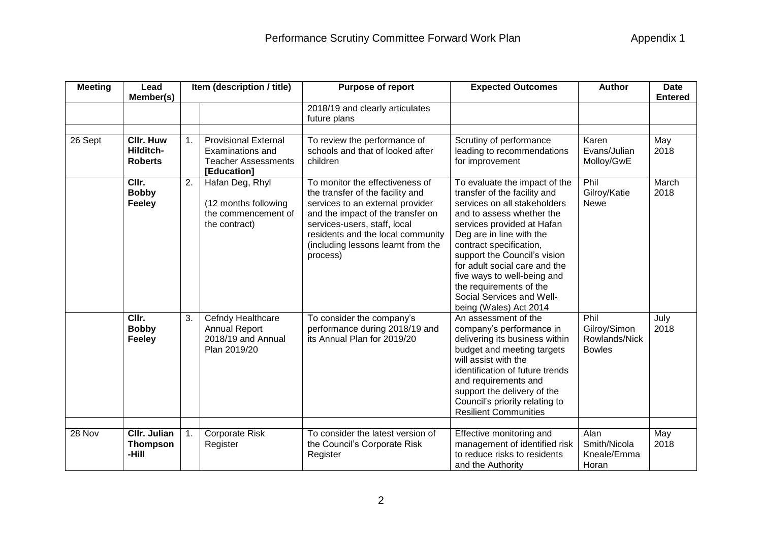| Meeting | Lead Member(s) | Item (description / title) | | Purpose of report | Expected Outcomes | Author | Date Entered |
|---|---|---|---|---|---|---|---|
| | | | | 2018/19 and clearly articulates future plans | | | |
| | | | | | | | |
| 26 Sept | **Cllr. Huw Hilditch-Roberts** | 1. | Provisional External Examinations and Teacher Assessments **[Education]** | To review the performance of schools and that of looked after children | Scrutiny of performance leading to recommendations for improvement | Karen Evans/Julian Molloy/GwE | May 2018 |
| | **Cllr. Bobby Feeley** | 2. | Hafan Deg, Rhyl (12 months following the commencement of the contract) | To monitor the effectiveness of the transfer of the facility and services to an external provider and the impact of the transfer on services-users, staff, local residents and the local community (including lessons learnt from the process) | To evaluate the impact of the transfer of the facility and services on all stakeholders and to assess whether the services provided at Hafan Deg are in line with the contract specification, support the Council's vision for adult social care and the five ways to well-being and the requirements of the Social Services and Well-being (Wales) Act 2014 | Phil Gilroy/Katie Newe | March 2018 |
| | **Cllr. Bobby Feeley** | 3. | Cefndy Healthcare Annual Report 2018/19 and Annual Plan 2019/20 | To consider the company's performance during 2018/19 and its Annual Plan for 2019/20 | An assessment of the company's performance in delivering its business within budget and meeting targets will assist with the identification of future trends and requirements and support the delivery of the Council's priority relating to Resilient Communities | Phil Gilroy/Simon Rowlands/Nick Bowles | July 2018 |
| | | | | | | | |
| 28 Nov | **Cllr. Julian Thompson-Hill** | 1. | Corporate Risk Register | To consider the latest version of the Council's Corporate Risk Register | Effective monitoring and management of identified risk to reduce risks to residents and the Authority | Alan Smith/Nicola Kneale/Emma Horan | May 2018 |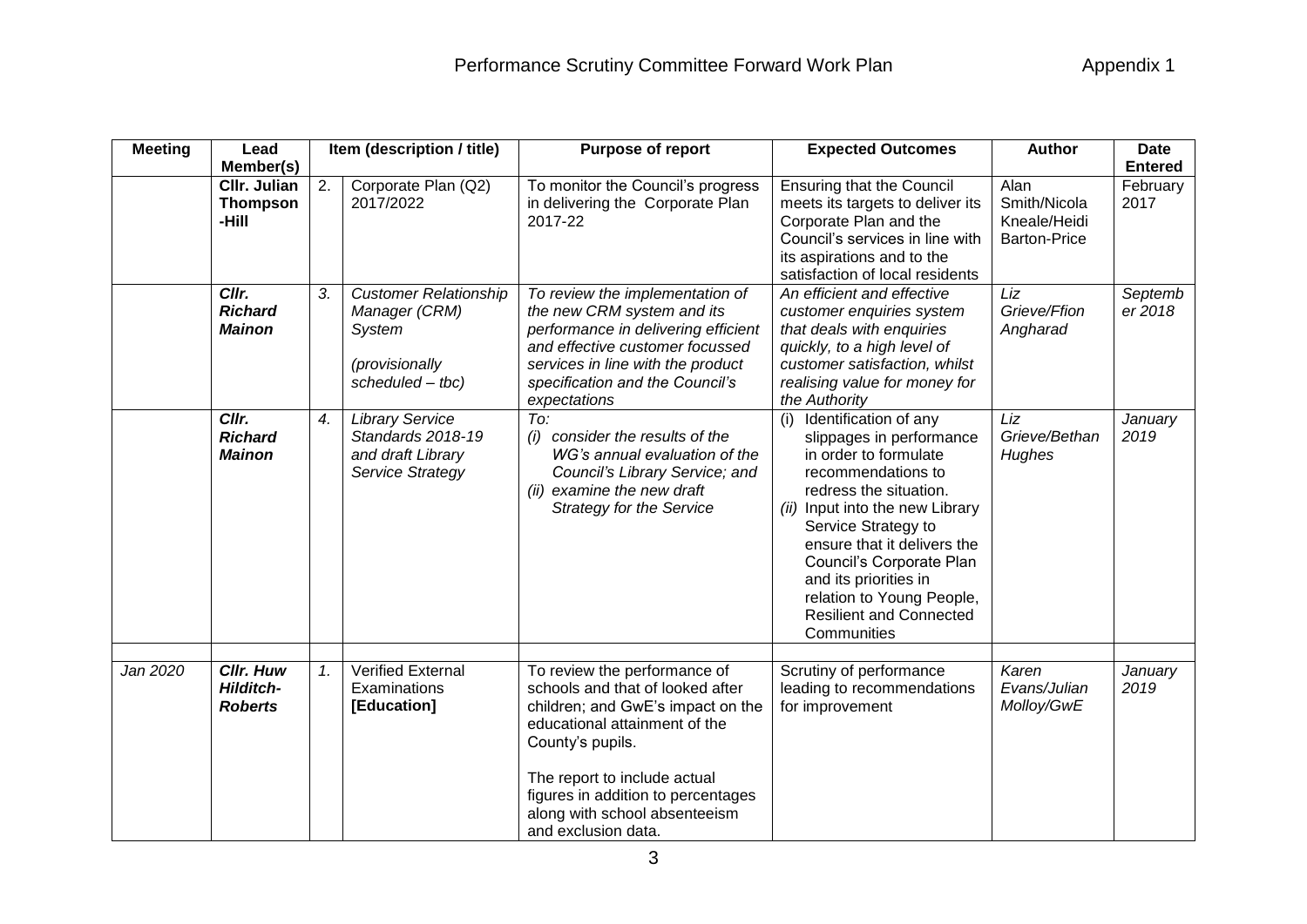# Performance Scrutiny Committee Forward Work Plan

Appendix 1

| Meeting | Lead Member(s) | Item (description / title) | | Purpose of report | Expected Outcomes | Author | Date Entered |
|---|---|---|---|---|---|---|---|
| | **Cllr. Julian Thompson-Hill** | 2. | Corporate Plan (Q2) 2017/2022 | To monitor the Council's progress in delivering the Corporate Plan 2017-22 | Ensuring that the Council meets its targets to deliver its Corporate Plan and the Council's services in line with its aspirations and to the satisfaction of local residents | Alan Smith/Nicola Kneale/Heidi Barton-Price | February 2017 |
| | ***Cllr. Richard Mainon*** | *3.* | *Customer Relationship Manager (CRM) System* <br><br> *(provisionally scheduled – tbc)* | *To review the implementation of the new CRM system and its performance in delivering efficient and effective customer focussed services in line with the product specification and the Council's expectations* | *An efficient and effective customer enquiries system that deals with enquiries quickly, to a high level of customer satisfaction, whilst realising value for money for the Authority* | *Liz Grieve/Ffion Angharad* | *September 2018* |
| | ***Cllr. Richard Mainon*** | *4.* | *Library Service Standards 2018-19 and draft Library Service Strategy* | *To:* <br> *(i) consider the results of the WG's annual evaluation of the Council's Library Service; and* <br> *(ii) examine the new draft Strategy for the Service* | (i) Identification of any slippages in performance in order to formulate recommendations to redress the situation. <br> *(ii)* Input into the new Library Service Strategy to ensure that it delivers the Council's Corporate Plan and its priorities in relation to Young People, Resilient and Connected Communities | *Liz Grieve/Bethan Hughes* | *January 2019* |
| | | | | | | | |
| *Jan 2020* | ***Cllr. Huw Hilditch-Roberts*** | *1.* | Verified External Examinations **[Education]** | To review the performance of schools and that of looked after children; and GwE's impact on the educational attainment of the County's pupils. <br><br> The report to include actual figures in addition to percentages along with school absenteeism and exclusion data. | Scrutiny of performance leading to recommendations for improvement | *Karen Evans/Julian Molloy/GwE* | *January 2019* |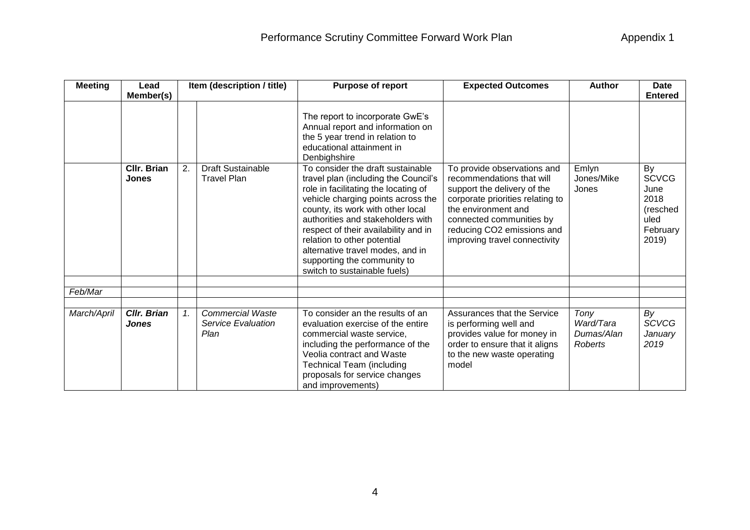# Performance Scrutiny Committee Forward Work Plan

Appendix 1

| Meeting | Lead Member(s) | Item (description / title) | | Purpose of report | Expected Outcomes | Author | Date Entered |
|---|---|---|---|---|---|---|---|
| | | | | The report to incorporate GwE's Annual report and information on the 5 year trend in relation to educational attainment in Denbighshire | | | |
| | **Cllr. Brian Jones** | 2. | Draft Sustainable Travel Plan | To consider the draft sustainable travel plan (including the Council's role in facilitating the locating of vehicle charging points across the county, its work with other local authorities and stakeholders with respect of their availability and in relation to other potential alternative travel modes, and in supporting the community to switch to sustainable fuels) | To provide observations and recommendations that will support the delivery of the corporate priorities relating to the environment and connected communities by reducing $CO_2$ emissions and improving travel connectivity | Emlyn Jones/Mike Jones | By SCVCG June 2018 (rescheduled February 2019) |
| | | | | | | | |
| *Feb/Mar* | | | | | | | |
| | | | | | | | |
| *March/April* | ***Cllr. Brian Jones*** | *1.* | *Commercial Waste Service Evaluation Plan* | *To consider an the results of an evaluation exercise of the entire commercial waste service, including the performance of the Veolia contract and Waste Technical Team (including proposals for service changes and improvements)* | *Assurances that the Service is performing well and provides value for money in order to ensure that it aligns to the new waste operating model* | *Tony Ward/Tara Dumas/Alan Roberts* | *By SCVCG January 2019* |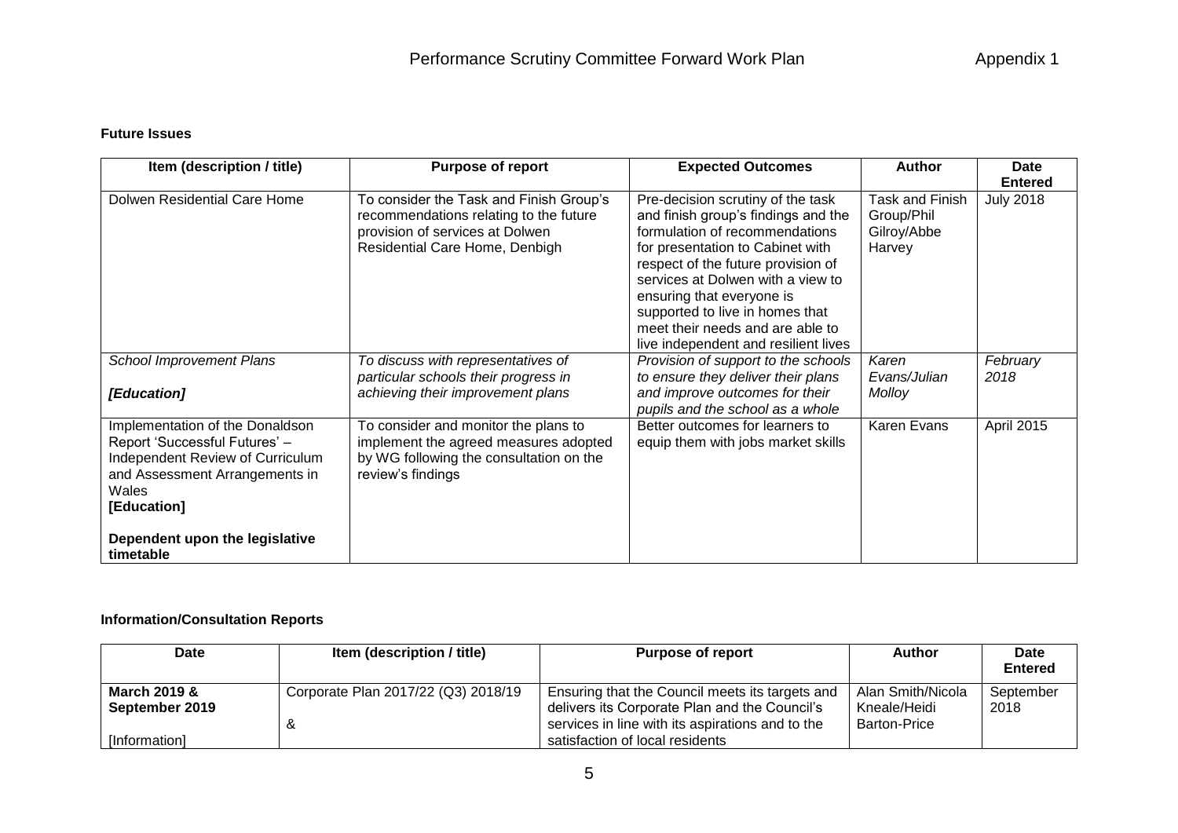## Future Issues

| Item (description / title) | Purpose of report | Expected Outcomes | Author | Date Entered |
|---|---|---|---|---|
| Dolwen Residential Care Home | To consider the Task and Finish Group's recommendations relating to the future provision of services at Dolwen Residential Care Home, Denbigh | Pre-decision scrutiny of the task and finish group's findings and the formulation of recommendations for presentation to Cabinet with respect of the future provision of services at Dolwen with a view to ensuring that everyone is supported to live in homes that meet their needs and are able to live independent and resilient lives | Task and Finish Group/Phil Gilroy/Abbe Harvey | July 2018 |
| *School Improvement Plans*<br><br>***[Education]*** | *To discuss with representatives of particular schools their progress in achieving their improvement plans* | *Provision of support to the schools to ensure they deliver their plans and improve outcomes for their pupils and the school as a whole* | *Karen Evans/Julian Molloy* | *February 2018* |
| Implementation of the Donaldson Report 'Successful Futures' – Independent Review of Curriculum and Assessment Arrangements in Wales<br>**[Education]**<br><br>**Dependent upon the legislative timetable** | To consider and monitor the plans to implement the agreed measures adopted by WG following the consultation on the review's findings | Better outcomes for learners to equip them with jobs market skills | Karen Evans | April 2015 |

## Information/Consultation Reports

| Date | Item (description / title) | Purpose of report | Author | Date Entered |
|---|---|---|---|---|
| **March 2019 & September 2019**<br><br>[Information] | Corporate Plan 2017/22 (Q3) 2018/19<br><br>& | Ensuring that the Council meets its targets and delivers its Corporate Plan and the Council's services in line with its aspirations and to the satisfaction of local residents | Alan Smith/Nicola Kneale/Heidi Barton-Price | September 2018 |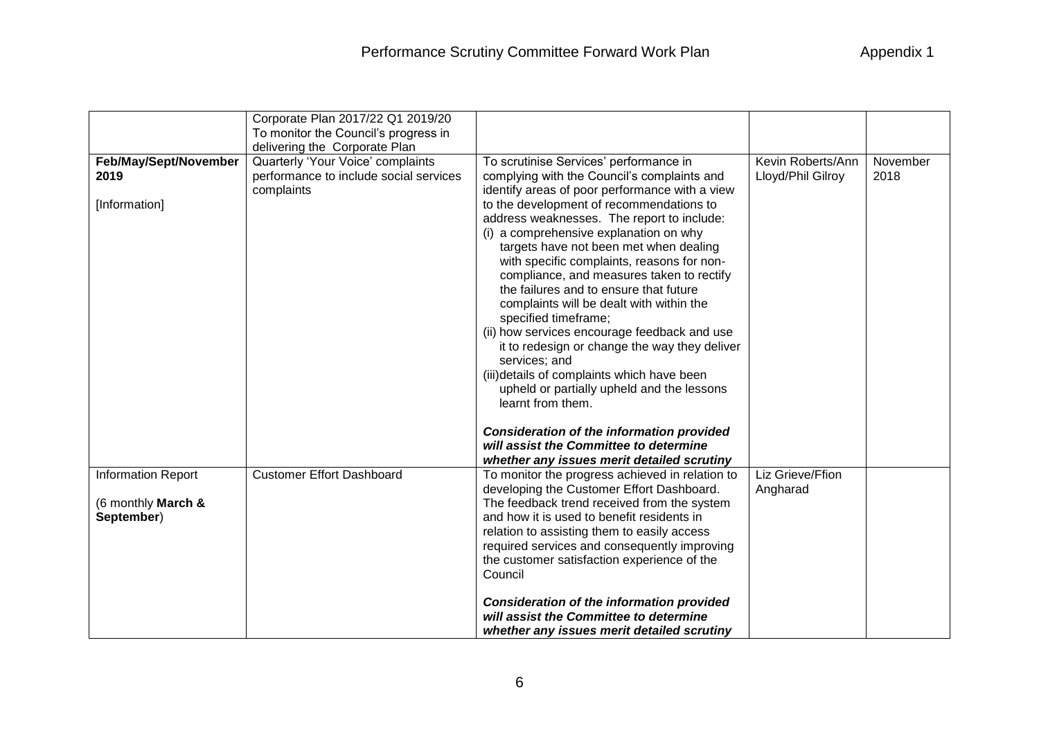| | | | | |
|---|---|---|---|---|
| | Corporate Plan 2017/22 Q1 2019/20<br>To monitor the Council's progress in delivering the Corporate Plan | | | |
| **Feb/May/Sept/November 2019**<br><br>[Information] | Quarterly 'Your Voice' complaints performance to include social services complaints | To scrutinise Services' performance in complying with the Council's complaints and identify areas of poor performance with a view to the development of recommendations to address weaknesses. The report to include:<br>(i) a comprehensive explanation on why targets have not been met when dealing with specific complaints, reasons for non-compliance, and measures taken to rectify the failures and to ensure that future complaints will be dealt with within the specified timeframe;<br>(ii) how services encourage feedback and use it to redesign or change the way they deliver services; and<br>(iii)details of complaints which have been upheld or partially upheld and the lessons learnt from them.<br><br>***Consideration of the information provided will assist the Committee to determine whether any issues merit detailed scrutiny*** | Kevin Roberts/Ann Lloyd/Phil Gilroy | November 2018 |
| Information Report<br><br>(6 monthly **March & September**) | Customer Effort Dashboard | To monitor the progress achieved in relation to developing the Customer Effort Dashboard. The feedback trend received from the system and how it is used to benefit residents in relation to assisting them to easily access required services and consequently improving the customer satisfaction experience of the Council<br><br>***Consideration of the information provided will assist the Committee to determine whether any issues merit detailed scrutiny*** | Liz Grieve/Ffion Angharad | |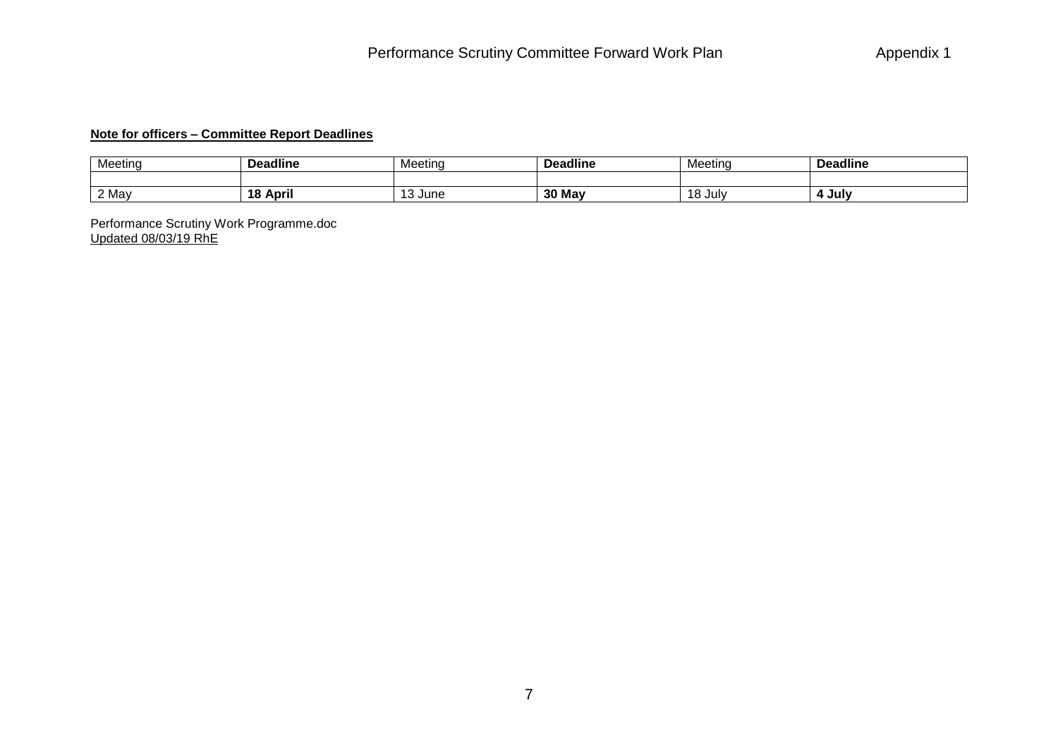Performance Scrutiny Committee Forward Work Plan

Appendix 1

**Note for officers – Committee Report Deadlines**

| Meeting | **Deadline** | Meeting | **Deadline** | Meeting | **Deadline** |
|---|---|---|---|---|---|
| | | | | | |
| 2 May | **18 April** | 13 June | **30 May** | 18 July | **4 July** |

Performance Scrutiny Work Programme.doc
Updated 08/03/19 RhE